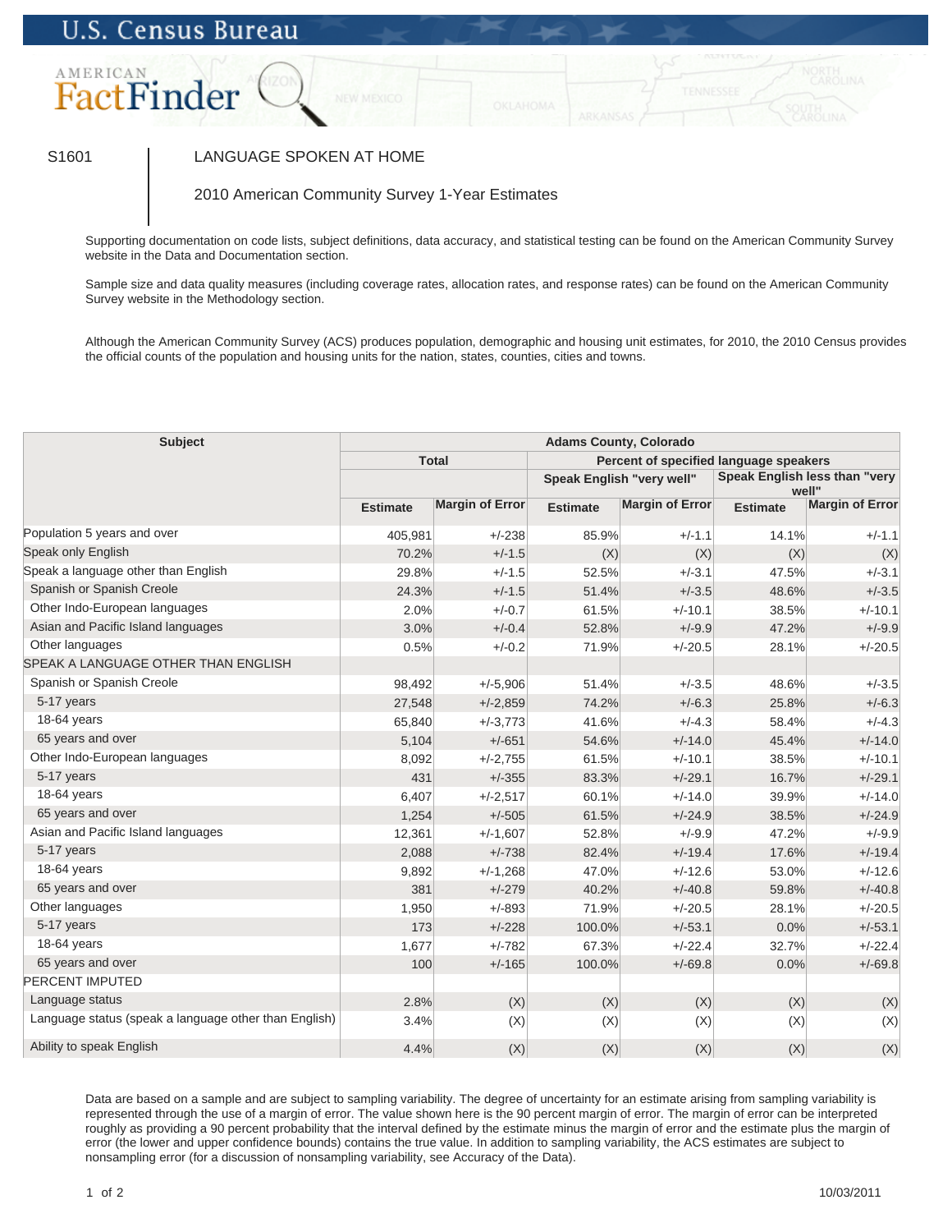U.S. Census Bureau

AMERICAN FactFinder

# S1601 LANGUAGE SPOKEN AT HOME

## 2010 American Community Survey 1-Year Estimates

Supporting documentation on code lists, subject definitions, data accuracy, and statistical testing can be found on the American Community Survey website in the Data and Documentation section.

Sample size and data quality measures (including coverage rates, allocation rates, and response rates) can be found on the American Community Survey website in the Methodology section.

Although the American Community Survey (ACS) produces population, demographic and housing unit estimates, for 2010, the 2010 Census provides the official counts of the population and housing units for the nation, states, counties, cities and towns.

| Subject | Adams County, Colorado | | | | | |
|---|---|---|---|---|---|---|
| | Total | | Percent of specified language speakers | | | |
| | | | Speak English "very well" | | Speak English less than "very well" | |
| | Estimate | Margin of Error | Estimate | Margin of Error | Estimate | Margin of Error |
| Population 5 years and over | 405,981 | +/-238 | 85.9% | +/-1.1 | 14.1% | +/-1.1 |
| Speak only English | 70.2% | +/-1.5 | (X) | (X) | (X) | (X) |
| Speak a language other than English | 29.8% | +/-1.5 | 52.5% | +/-3.1 | 47.5% | +/-3.1 |
| Spanish or Spanish Creole | 24.3% | +/-1.5 | 51.4% | +/-3.5 | 48.6% | +/-3.5 |
| Other Indo-European languages | 2.0% | +/-0.7 | 61.5% | +/-10.1 | 38.5% | +/-10.1 |
| Asian and Pacific Island languages | 3.0% | +/-0.4 | 52.8% | +/-9.9 | 47.2% | +/-9.9 |
| Other languages | 0.5% | +/-0.2 | 71.9% | +/-20.5 | 28.1% | +/-20.5 |
| SPEAK A LANGUAGE OTHER THAN ENGLISH | | | | | | |
| Spanish or Spanish Creole | 98,492 | +/-5,906 | 51.4% | +/-3.5 | 48.6% | +/-3.5 |
| 5-17 years | 27,548 | +/-2,859 | 74.2% | +/-6.3 | 25.8% | +/-6.3 |
| 18-64 years | 65,840 | +/-3,773 | 41.6% | +/-4.3 | 58.4% | +/-4.3 |
| 65 years and over | 5,104 | +/-651 | 54.6% | +/-14.0 | 45.4% | +/-14.0 |
| Other Indo-European languages | 8,092 | +/-2,755 | 61.5% | +/-10.1 | 38.5% | +/-10.1 |
| 5-17 years | 431 | +/-355 | 83.3% | +/-29.1 | 16.7% | +/-29.1 |
| 18-64 years | 6,407 | +/-2,517 | 60.1% | +/-14.0 | 39.9% | +/-14.0 |
| 65 years and over | 1,254 | +/-505 | 61.5% | +/-24.9 | 38.5% | +/-24.9 |
| Asian and Pacific Island languages | 12,361 | +/-1,607 | 52.8% | +/-9.9 | 47.2% | +/-9.9 |
| 5-17 years | 2,088 | +/-738 | 82.4% | +/-19.4 | 17.6% | +/-19.4 |
| 18-64 years | 9,892 | +/-1,268 | 47.0% | +/-12.6 | 53.0% | +/-12.6 |
| 65 years and over | 381 | +/-279 | 40.2% | +/-40.8 | 59.8% | +/-40.8 |
| Other languages | 1,950 | +/-893 | 71.9% | +/-20.5 | 28.1% | +/-20.5 |
| 5-17 years | 173 | +/-228 | 100.0% | +/-53.1 | 0.0% | +/-53.1 |
| 18-64 years | 1,677 | +/-782 | 67.3% | +/-22.4 | 32.7% | +/-22.4 |
| 65 years and over | 100 | +/-165 | 100.0% | +/-69.8 | 0.0% | +/-69.8 |
| PERCENT IMPUTED | | | | | | |
| Language status | 2.8% | (X) | (X) | (X) | (X) | (X) |
| Language status (speak a language other than English) | 3.4% | (X) | (X) | (X) | (X) | (X) |
| Ability to speak English | 4.4% | (X) | (X) | (X) | (X) | (X) |

Data are based on a sample and are subject to sampling variability. The degree of uncertainty for an estimate arising from sampling variability is represented through the use of a margin of error. The value shown here is the 90 percent margin of error. The margin of error can be interpreted roughly as providing a 90 percent probability that the interval defined by the estimate minus the margin of error and the estimate plus the margin of error (the lower and upper confidence bounds) contains the true value. In addition to sampling variability, the ACS estimates are subject to nonsampling error (for a discussion of nonsampling variability, see Accuracy of the Data).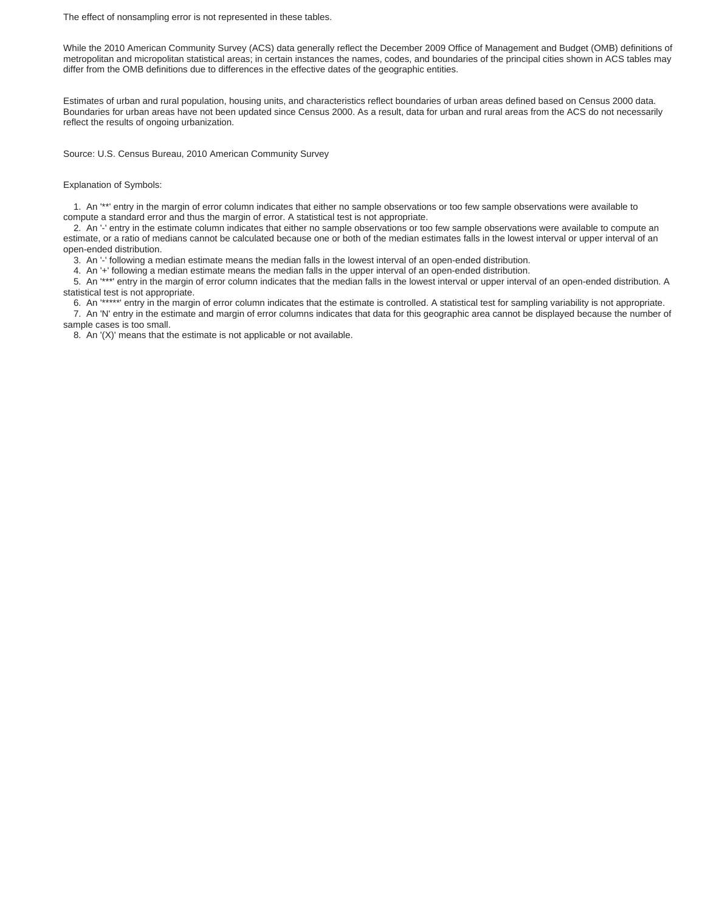The effect of nonsampling error is not represented in these tables.

While the 2010 American Community Survey (ACS) data generally reflect the December 2009 Office of Management and Budget (OMB) definitions of metropolitan and micropolitan statistical areas; in certain instances the names, codes, and boundaries of the principal cities shown in ACS tables may differ from the OMB definitions due to differences in the effective dates of the geographic entities.

Estimates of urban and rural population, housing units, and characteristics reflect boundaries of urban areas defined based on Census 2000 data. Boundaries for urban areas have not been updated since Census 2000. As a result, data for urban and rural areas from the ACS do not necessarily reflect the results of ongoing urbanization.

Source: U.S. Census Bureau, 2010 American Community Survey

Explanation of Symbols:

1. An '**' entry in the margin of error column indicates that either no sample observations or too few sample observations were available to compute a standard error and thus the margin of error. A statistical test is not appropriate.
2. An '-' entry in the estimate column indicates that either no sample observations or too few sample observations were available to compute an estimate, or a ratio of medians cannot be calculated because one or both of the median estimates falls in the lowest interval or upper interval of an open-ended distribution.
3. An '-' following a median estimate means the median falls in the lowest interval of an open-ended distribution.
4. An '+' following a median estimate means the median falls in the upper interval of an open-ended distribution.
5. An '***' entry in the margin of error column indicates that the median falls in the lowest interval or upper interval of an open-ended distribution. A statistical test is not appropriate.
6. An '*****' entry in the margin of error column indicates that the estimate is controlled. A statistical test for sampling variability is not appropriate.
7. An 'N' entry in the estimate and margin of error columns indicates that data for this geographic area cannot be displayed because the number of sample cases is too small.
8. An '(X)' means that the estimate is not applicable or not available.